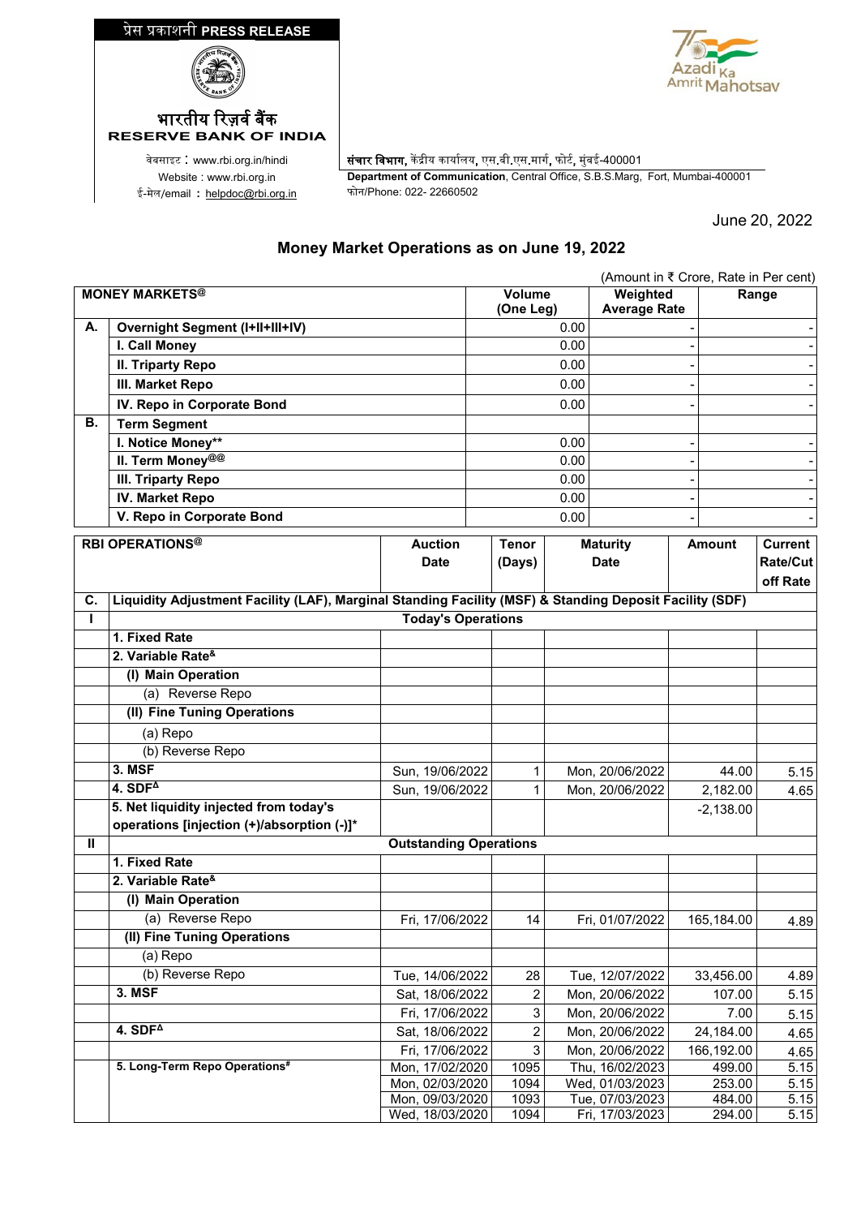प्रेस प्रकाशनी PRESS RELEASE

भारतीय रिज़र्व बैंक
**RESERVE BANK OF INDIA**

वेबसाइट : www.rbi.org.in/hindi
Website : www.rbi.org.in
ई-मेल/email : helpdoc@rbi.org.in

**संचार विभाग,** केंद्रीय कार्यालय, एस.बी.एस.मार्ग, फोर्ट, मुंबई-400001
**Department of Communication**, Central Office, S.B.S.Marg, Fort, Mumbai-400001
फोन/Phone: 022- 22660502

June 20, 2022

## Money Market Operations as on June 19, 2022

(Amount in ₹ Crore, Rate in Per cent)

| MONEY MARKETS@ | | Volume (One Leg) | Weighted Average Rate | Range |
|---|---|---|---|---|
| **A.** | **Overnight Segment (I+II+III+IV)** | 0.00 | - | - |
| | **I. Call Money** | 0.00 | - | - |
| | **II. Triparty Repo** | 0.00 | - | - |
| | **III. Market Repo** | 0.00 | - | - |
| | **IV. Repo in Corporate Bond** | 0.00 | - | - |
| **B.** | **Term Segment** | | | |
| | **I. Notice Money**** | 0.00 | - | - |
| | **II. Term Money@@** | 0.00 | - | - |
| | **III. Triparty Repo** | 0.00 | - | - |
| | **IV. Market Repo** | 0.00 | - | - |
| | **V. Repo in Corporate Bond** | 0.00 | - | - |

| RBI OPERATIONS@ | | Auction Date | Tenor (Days) | Maturity Date | Amount | Current Rate/Cut off Rate |
|---|---|---|---|---|---|---|
| **C.** | **Liquidity Adjustment Facility (LAF), Marginal Standing Facility (MSF) & Standing Deposit Facility (SDF)** | | | | | |
| **I** | **Today's Operations** | | | | | |
| | **1. Fixed Rate** | | | | | |
| | **2. Variable Rate&** | | | | | |
| | **(I) Main Operation** | | | | | |
| | (a) Reverse Repo | | | | | |
| | **(II) Fine Tuning Operations** | | | | | |
| | (a) Repo | | | | | |
| | (b) Reverse Repo | | | | | |
| | **3. MSF** | Sun, 19/06/2022 | 1 | Mon, 20/06/2022 | 44.00 | 5.15 |
| | **4. SDF$^{\Delta}$** | Sun, 19/06/2022 | 1 | Mon, 20/06/2022 | 2,182.00 | 4.65 |
| | **5. Net liquidity injected from today's operations [injection (+)/absorption (-)]*** | | | | -2,138.00 | |
| **II** | **Outstanding Operations** | | | | | |
| | **1. Fixed Rate** | | | | | |
| | **2. Variable Rate&** | | | | | |
| | **(I) Main Operation** | | | | | |
| | (a) Reverse Repo | Fri, 17/06/2022 | 14 | Fri, 01/07/2022 | 165,184.00 | 4.89 |
| | **(II) Fine Tuning Operations** | | | | | |
| | (a) Repo | | | | | |
| | (b) Reverse Repo | Tue, 14/06/2022 | 28 | Tue, 12/07/2022 | 33,456.00 | 4.89 |
| | **3. MSF** | Sat, 18/06/2022 | 2 | Mon, 20/06/2022 | 107.00 | 5.15 |
| | | Fri, 17/06/2022 | 3 | Mon, 20/06/2022 | 7.00 | 5.15 |
| | **4. SDF$^{\Delta}$** | Sat, 18/06/2022 | 2 | Mon, 20/06/2022 | 24,184.00 | 4.65 |
| | | Fri, 17/06/2022 | 3 | Mon, 20/06/2022 | 166,192.00 | 4.65 |
| | **5. Long-Term Repo Operations#** | Mon, 17/02/2020 | 1095 | Thu, 16/02/2023 | 499.00 | 5.15 |
| | | Mon, 02/03/2020 | 1094 | Wed, 01/03/2023 | 253.00 | 5.15 |
| | | Mon, 09/03/2020 | 1093 | Tue, 07/03/2023 | 484.00 | 5.15 |
| | | Wed, 18/03/2020 | 1094 | Fri, 17/03/2023 | 294.00 | 5.15 |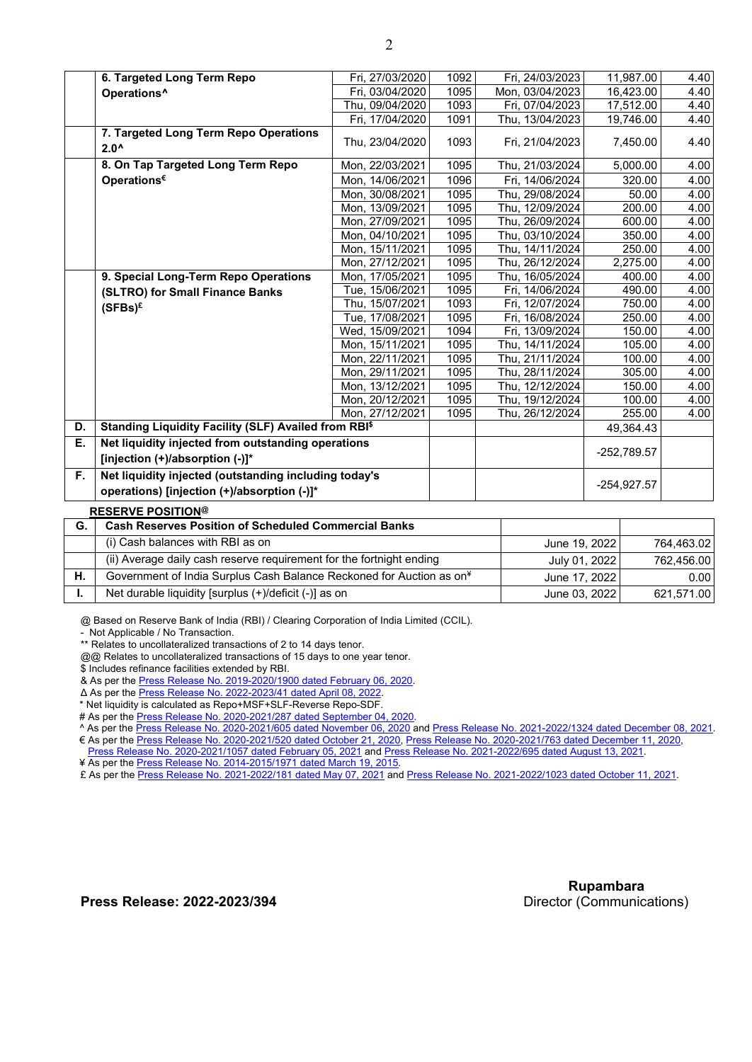| | | | | | | |
|---|---|---|---|---|---|---|
| | 6. Targeted Long Term Repo Operations^ | Fri, 27/03/2020 | 1092 | Fri, 24/03/2023 | 11,987.00 | 4.40 |
| | | Fri, 03/04/2020 | 1095 | Mon, 03/04/2023 | 16,423.00 | 4.40 |
| | | Thu, 09/04/2020 | 1093 | Fri, 07/04/2023 | 17,512.00 | 4.40 |
| | | Fri, 17/04/2020 | 1091 | Thu, 13/04/2023 | 19,746.00 | 4.40 |
| | 7. Targeted Long Term Repo Operations 2.0^ | Thu, 23/04/2020 | 1093 | Fri, 21/04/2023 | 7,450.00 | 4.40 |
| | 8. On Tap Targeted Long Term Repo Operations€ | Mon, 22/03/2021 | 1095 | Thu, 21/03/2024 | 5,000.00 | 4.00 |
| | | Mon, 14/06/2021 | 1096 | Fri, 14/06/2024 | 320.00 | 4.00 |
| | | Mon, 30/08/2021 | 1095 | Thu, 29/08/2024 | 50.00 | 4.00 |
| | | Mon, 13/09/2021 | 1095 | Thu, 12/09/2024 | 200.00 | 4.00 |
| | | Mon, 27/09/2021 | 1095 | Thu, 26/09/2024 | 600.00 | 4.00 |
| | | Mon, 04/10/2021 | 1095 | Thu, 03/10/2024 | 350.00 | 4.00 |
| | | Mon, 15/11/2021 | 1095 | Thu, 14/11/2024 | 250.00 | 4.00 |
| | | Mon, 27/12/2021 | 1095 | Thu, 26/12/2024 | 2,275.00 | 4.00 |
| | 9. Special Long-Term Repo Operations (SLTRO) for Small Finance Banks (SFBs)£ | Mon, 17/05/2021 | 1095 | Thu, 16/05/2024 | 400.00 | 4.00 |
| | | Tue, 15/06/2021 | 1095 | Fri, 14/06/2024 | 490.00 | 4.00 |
| | | Thu, 15/07/2021 | 1093 | Fri, 12/07/2024 | 750.00 | 4.00 |
| | | Tue, 17/08/2021 | 1095 | Fri, 16/08/2024 | 250.00 | 4.00 |
| | | Wed, 15/09/2021 | 1094 | Fri, 13/09/2024 | 150.00 | 4.00 |
| | | Mon, 15/11/2021 | 1095 | Thu, 14/11/2024 | 105.00 | 4.00 |
| | | Mon, 22/11/2021 | 1095 | Thu, 21/11/2024 | 100.00 | 4.00 |
| | | Mon, 29/11/2021 | 1095 | Thu, 28/11/2024 | 305.00 | 4.00 |
| | | Mon, 13/12/2021 | 1095 | Thu, 12/12/2024 | 150.00 | 4.00 |
| | | Mon, 20/12/2021 | 1095 | Thu, 19/12/2024 | 100.00 | 4.00 |
| | | Mon, 27/12/2021 | 1095 | Thu, 26/12/2024 | 255.00 | 4.00 |
| D. | Standing Liquidity Facility (SLF) Availed from RBI$ | | | | 49,364.43 | |
| E. | Net liquidity injected from outstanding operations [injection (+)/absorption (-)]* | | | | -252,789.57 | |
| F. | Net liquidity injected (outstanding including today's operations) [injection (+)/absorption (-)]* | | | | -254,927.57 | |

**RESERVE POSITION@**

| | | | |
|---|---|---|---|
| G. | Cash Reserves Position of Scheduled Commercial Banks | | |
| | (i) Cash balances with RBI as on | June 19, 2022 | 764,463.02 |
| | (ii) Average daily cash reserve requirement for the fortnight ending | July 01, 2022 | 762,456.00 |
| H. | Government of India Surplus Cash Balance Reckoned for Auction as on¥ | June 17, 2022 | 0.00 |
| I. | Net durable liquidity [surplus (+)/deficit (-)] as on | June 03, 2022 | 621,571.00 |

@ Based on Reserve Bank of India (RBI) / Clearing Corporation of India Limited (CCIL).
\- Not Applicable / No Transaction.
** Relates to uncollateralized transactions of 2 to 14 days tenor.
@@ Relates to uncollateralized transactions of 15 days to one year tenor.
$ Includes refinance facilities extended by RBI.
& As per the Press Release No. 2019-2020/1900 dated February 06, 2020.
Δ As per the Press Release No. 2022-2023/41 dated April 08, 2022.
* Net liquidity is calculated as Repo+MSF+SLF-Reverse Repo-SDF.
# As per the Press Release No. 2020-2021/287 dated September 04, 2020.
^ As per the Press Release No. 2020-2021/605 dated November 06, 2020 and Press Release No. 2021-2022/1324 dated December 08, 2021.
€ As per the Press Release No. 2020-2021/520 dated October 21, 2020, Press Release No. 2020-2021/763 dated December 11, 2020, Press Release No. 2020-2021/1057 dated February 05, 2021 and Press Release No. 2021-2022/695 dated August 13, 2021.
¥ As per the Press Release No. 2014-2015/1971 dated March 19, 2015.
£ As per the Press Release No. 2021-2022/181 dated May 07, 2021 and Press Release No. 2021-2022/1023 dated October 11, 2021.

**Press Release: 2022-2023/394**

**Rupambara**
Director (Communications)